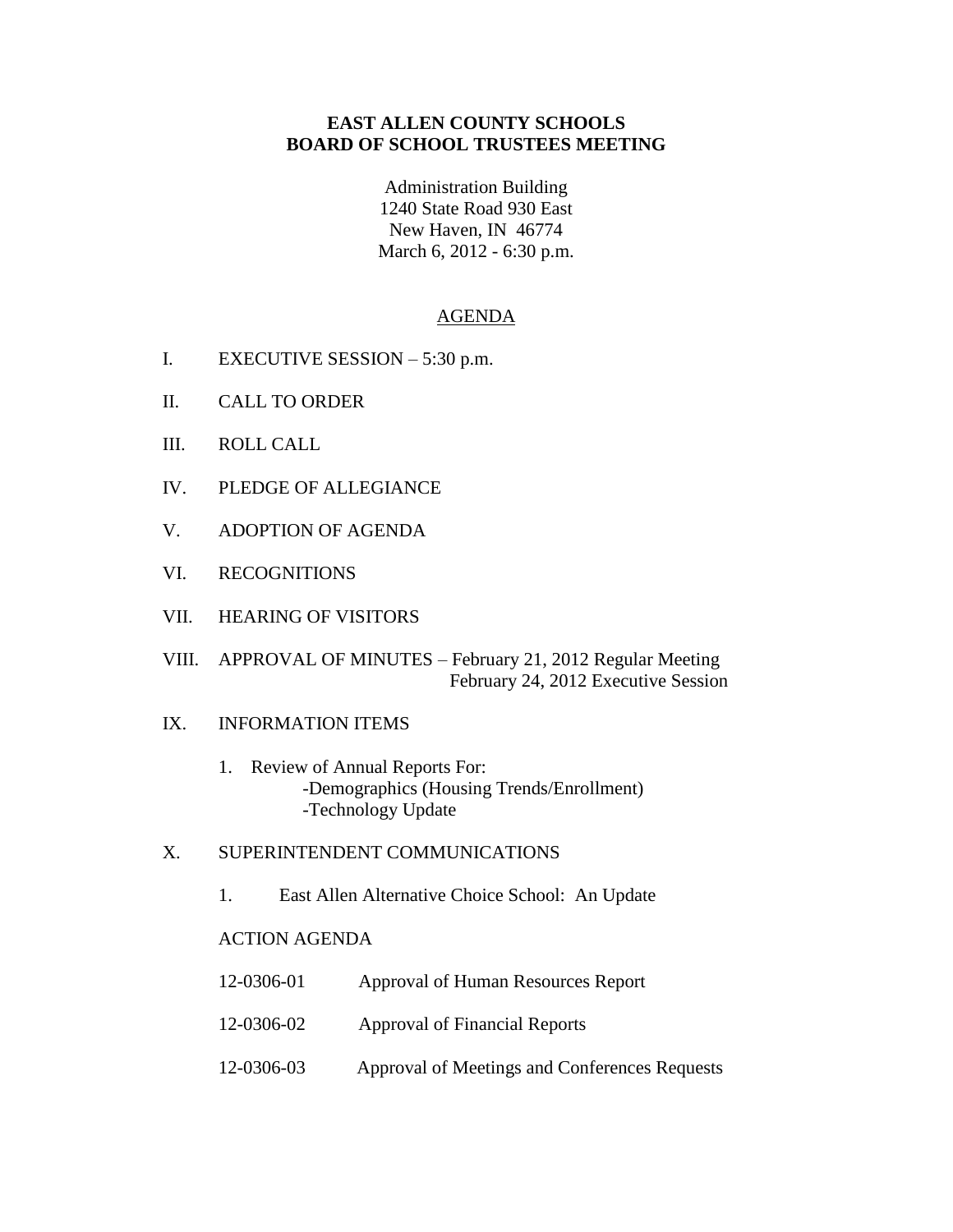# EAST ALLEN COUNTY SCHOOLS
## BOARD OF SCHOOL TRUSTEES MEETING

Administration Building
1240 State Road 930 East
New Haven, IN 46774
March 6, 2012 - 6:30 p.m.

## AGENDA

I. EXECUTIVE SESSION – 5:30 p.m.

II. CALL TO ORDER

III. ROLL CALL

IV. PLEDGE OF ALLEGIANCE

V. ADOPTION OF AGENDA

VI. RECOGNITIONS

VII. HEARING OF VISITORS

VIII. APPROVAL OF MINUTES – February 21, 2012 Regular Meeting
February 24, 2012 Executive Session

IX. INFORMATION ITEMS

1. Review of Annual Reports For:
   - Demographics (Housing Trends/Enrollment)
   - Technology Update

X. SUPERINTENDENT COMMUNICATIONS

1. East Allen Alternative Choice School: An Update

ACTION AGENDA

12-0306-01 Approval of Human Resources Report

12-0306-02 Approval of Financial Reports

12-0306-03 Approval of Meetings and Conferences Requests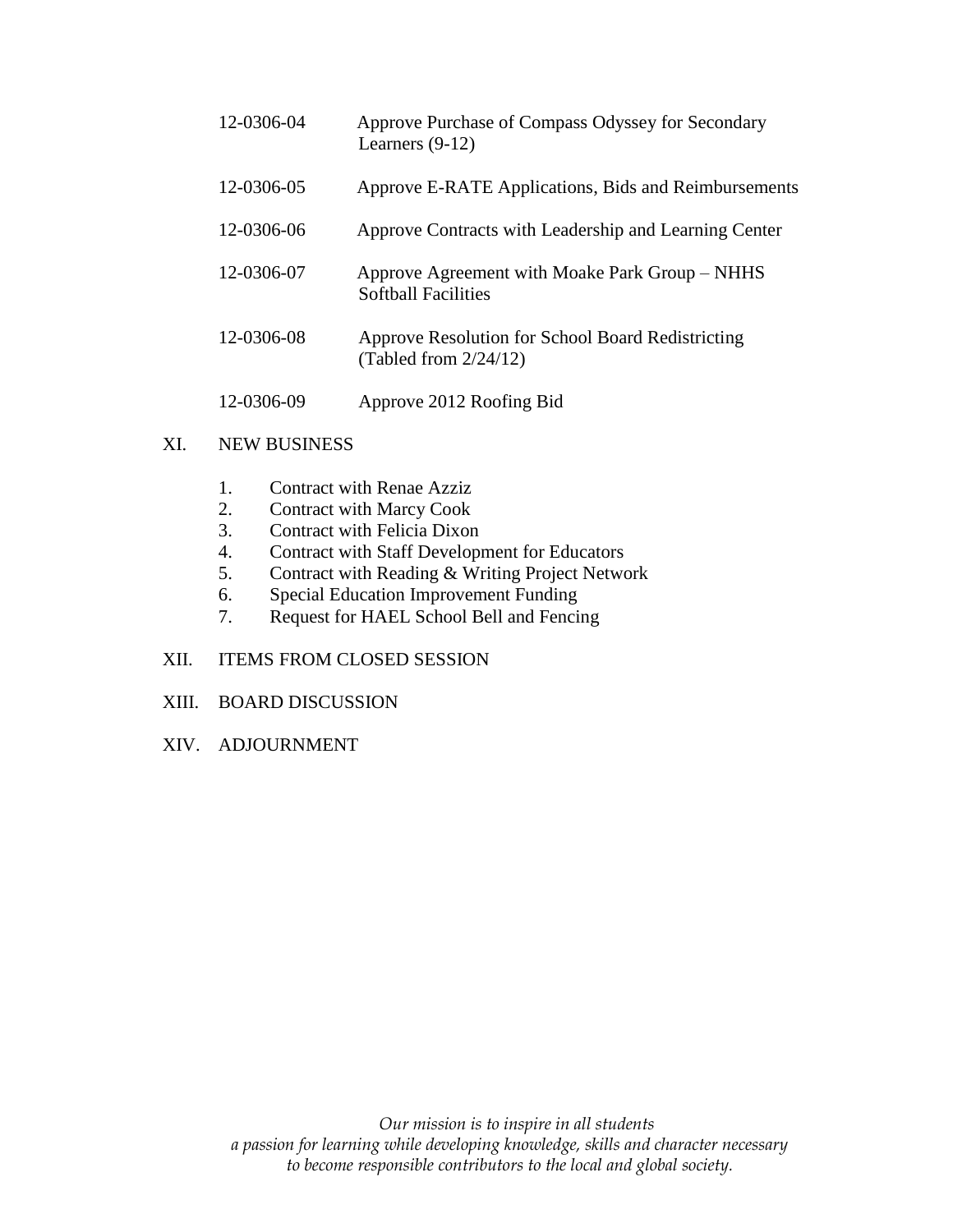| | |
|---|---|
| 12-0306-04 | Approve Purchase of Compass Odyssey for Secondary Learners (9-12) |
| 12-0306-05 | Approve E-RATE Applications, Bids and Reimbursements |
| 12-0306-06 | Approve Contracts with Leadership and Learning Center |
| 12-0306-07 | Approve Agreement with Moake Park Group – NHHS Softball Facilities |
| 12-0306-08 | Approve Resolution for School Board Redistricting (Tabled from 2/24/12) |
| 12-0306-09 | Approve 2012 Roofing Bid |

XI. NEW BUSINESS

1. Contract with Renae Azziz
2. Contract with Marcy Cook
3. Contract with Felicia Dixon
4. Contract with Staff Development for Educators
5. Contract with Reading & Writing Project Network
6. Special Education Improvement Funding
7. Request for HAEL School Bell and Fencing

XII. ITEMS FROM CLOSED SESSION

XIII. BOARD DISCUSSION

XIV. ADJOURNMENT

*Our mission is to inspire in all students*
*a passion for learning while developing knowledge, skills and character necessary*
*to become responsible contributors to the local and global society.*